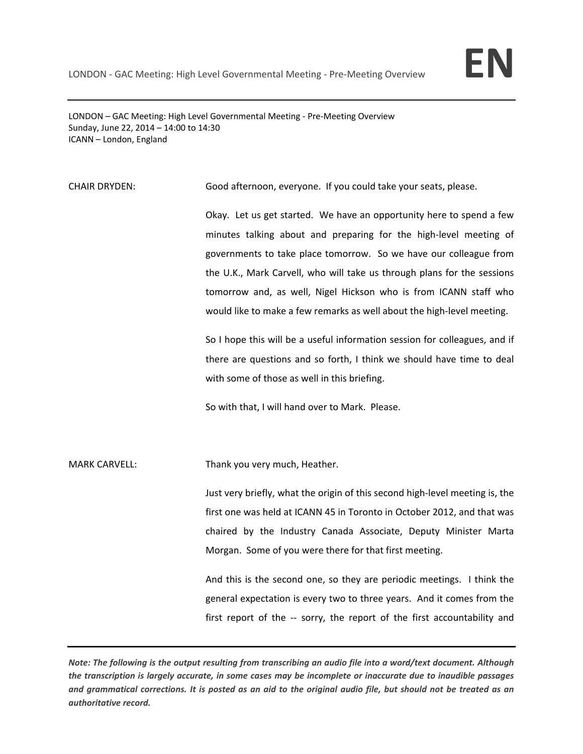LONDON – GAC Meeting: High Level Governmental Meeting - Pre-Meeting Overview
Sunday, June 22, 2014 – 14:00 to 14:30
ICANN – London, England

CHAIR DRYDEN: Good afternoon, everyone. If you could take your seats, please.

Okay. Let us get started. We have an opportunity here to spend a few minutes talking about and preparing for the high-level meeting of governments to take place tomorrow. So we have our colleague from the U.K., Mark Carvell, who will take us through plans for the sessions tomorrow and, as well, Nigel Hickson who is from ICANN staff who would like to make a few remarks as well about the high-level meeting.

So I hope this will be a useful information session for colleagues, and if there are questions and so forth, I think we should have time to deal with some of those as well in this briefing.

So with that, I will hand over to Mark. Please.

MARK CARVELL: Thank you very much, Heather.

Just very briefly, what the origin of this second high-level meeting is, the first one was held at ICANN 45 in Toronto in October 2012, and that was chaired by the Industry Canada Associate, Deputy Minister Marta Morgan. Some of you were there for that first meeting.

And this is the second one, so they are periodic meetings. I think the general expectation is every two to three years. And it comes from the first report of the -- sorry, the report of the first accountability and

*Note: The following is the output resulting from transcribing an audio file into a word/text document. Although the transcription is largely accurate, in some cases may be incomplete or inaccurate due to inaudible passages and grammatical corrections. It is posted as an aid to the original audio file, but should not be treated as an authoritative record.*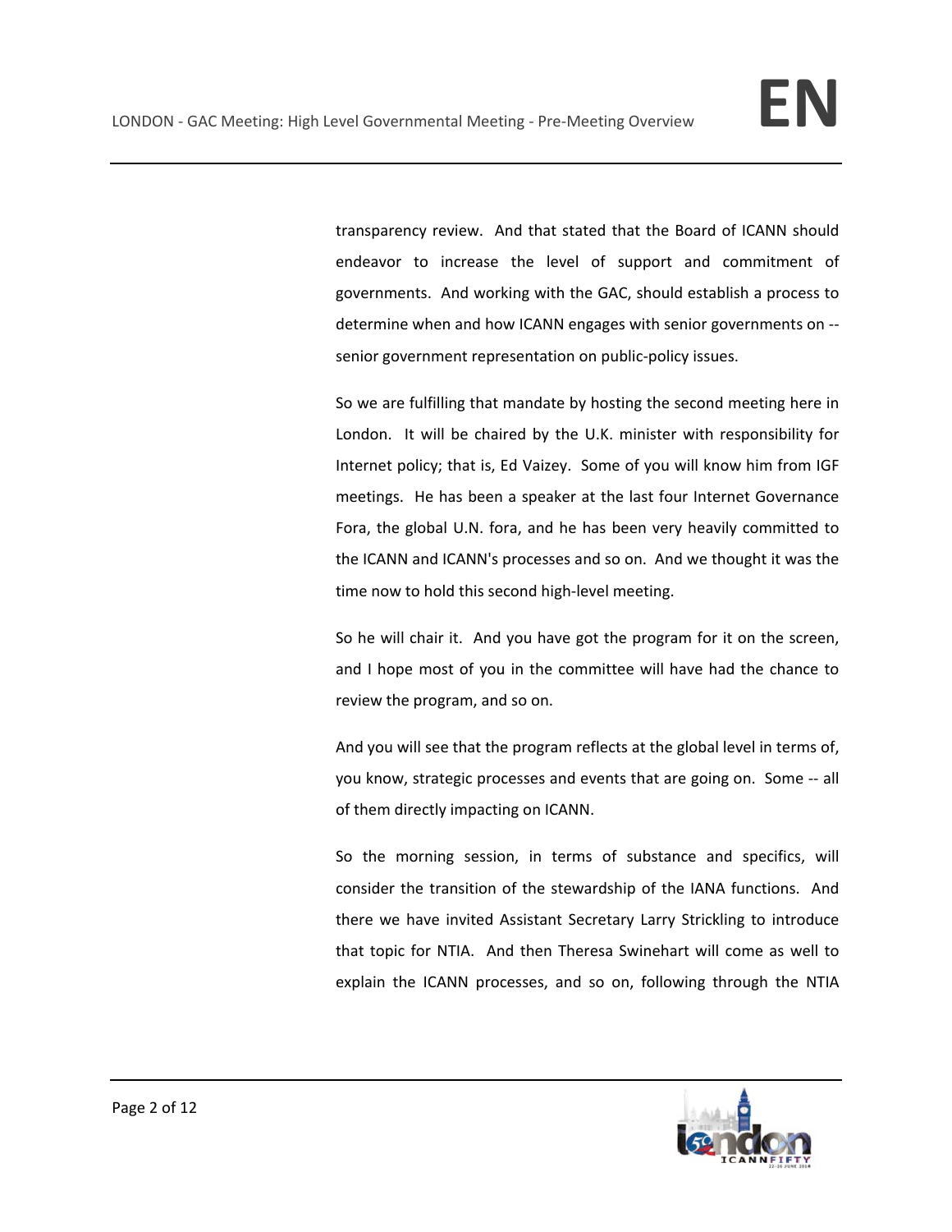transparency review. And that stated that the Board of ICANN should endeavor to increase the level of support and commitment of governments. And working with the GAC, should establish a process to determine when and how ICANN engages with senior governments on -- senior government representation on public-policy issues.

So we are fulfilling that mandate by hosting the second meeting here in London. It will be chaired by the U.K. minister with responsibility for Internet policy; that is, Ed Vaizey. Some of you will know him from IGF meetings. He has been a speaker at the last four Internet Governance Fora, the global U.N. fora, and he has been very heavily committed to the ICANN and ICANN's processes and so on. And we thought it was the time now to hold this second high-level meeting.

So he will chair it. And you have got the program for it on the screen, and I hope most of you in the committee will have had the chance to review the program, and so on.

And you will see that the program reflects at the global level in terms of, you know, strategic processes and events that are going on. Some -- all of them directly impacting on ICANN.

So the morning session, in terms of substance and specifics, will consider the transition of the stewardship of the IANA functions. And there we have invited Assistant Secretary Larry Strickling to introduce that topic for NTIA. And then Theresa Swinehart will come as well to explain the ICANN processes, and so on, following through the NTIA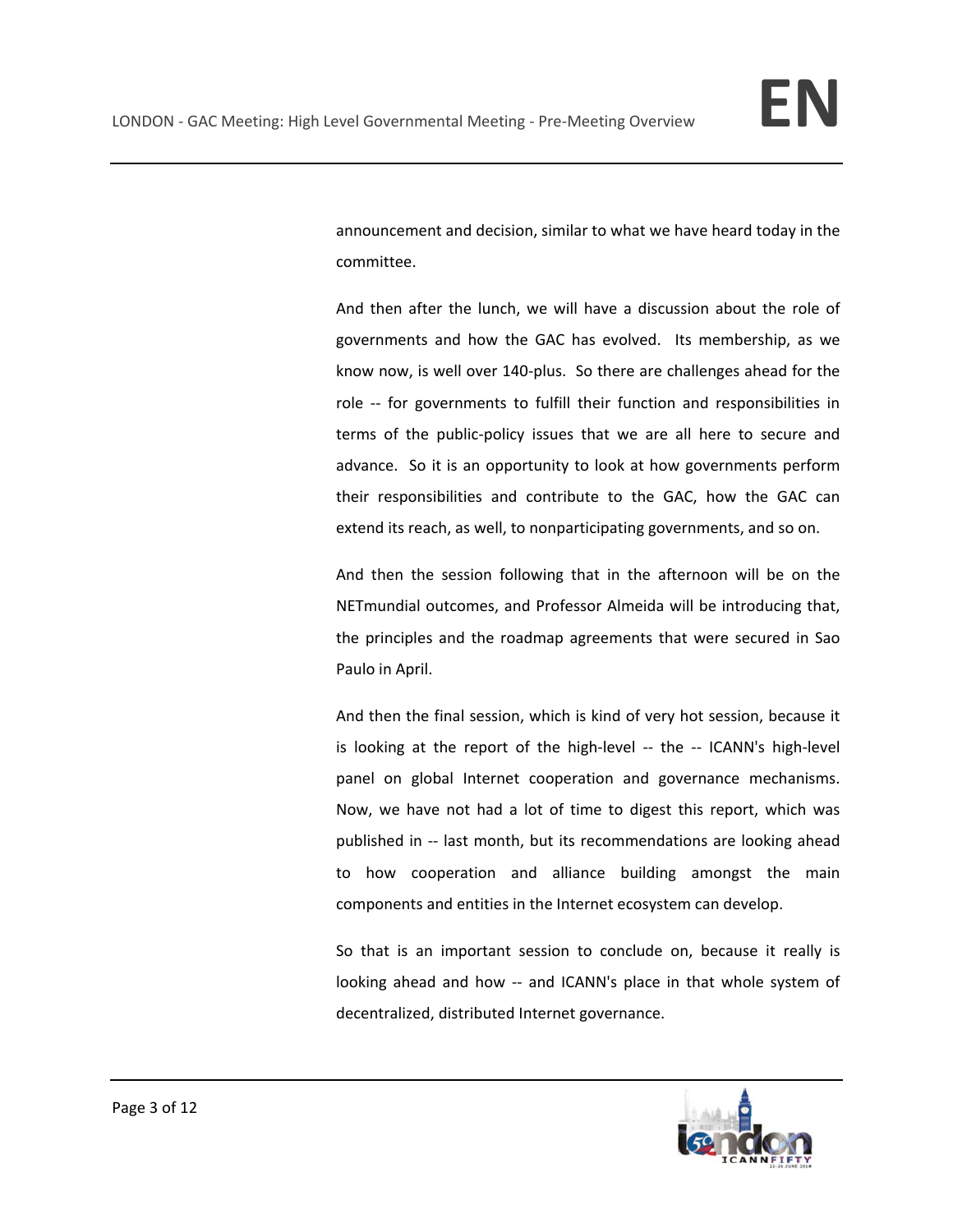announcement and decision, similar to what we have heard today in the committee.

And then after the lunch, we will have a discussion about the role of governments and how the GAC has evolved. Its membership, as we know now, is well over 140-plus. So there are challenges ahead for the role -- for governments to fulfill their function and responsibilities in terms of the public-policy issues that we are all here to secure and advance. So it is an opportunity to look at how governments perform their responsibilities and contribute to the GAC, how the GAC can extend its reach, as well, to nonparticipating governments, and so on.

And then the session following that in the afternoon will be on the NETmundial outcomes, and Professor Almeida will be introducing that, the principles and the roadmap agreements that were secured in Sao Paulo in April.

And then the final session, which is kind of very hot session, because it is looking at the report of the high-level -- the -- ICANN's high-level panel on global Internet cooperation and governance mechanisms. Now, we have not had a lot of time to digest this report, which was published in -- last month, but its recommendations are looking ahead to how cooperation and alliance building amongst the main components and entities in the Internet ecosystem can develop.

So that is an important session to conclude on, because it really is looking ahead and how -- and ICANN's place in that whole system of decentralized, distributed Internet governance.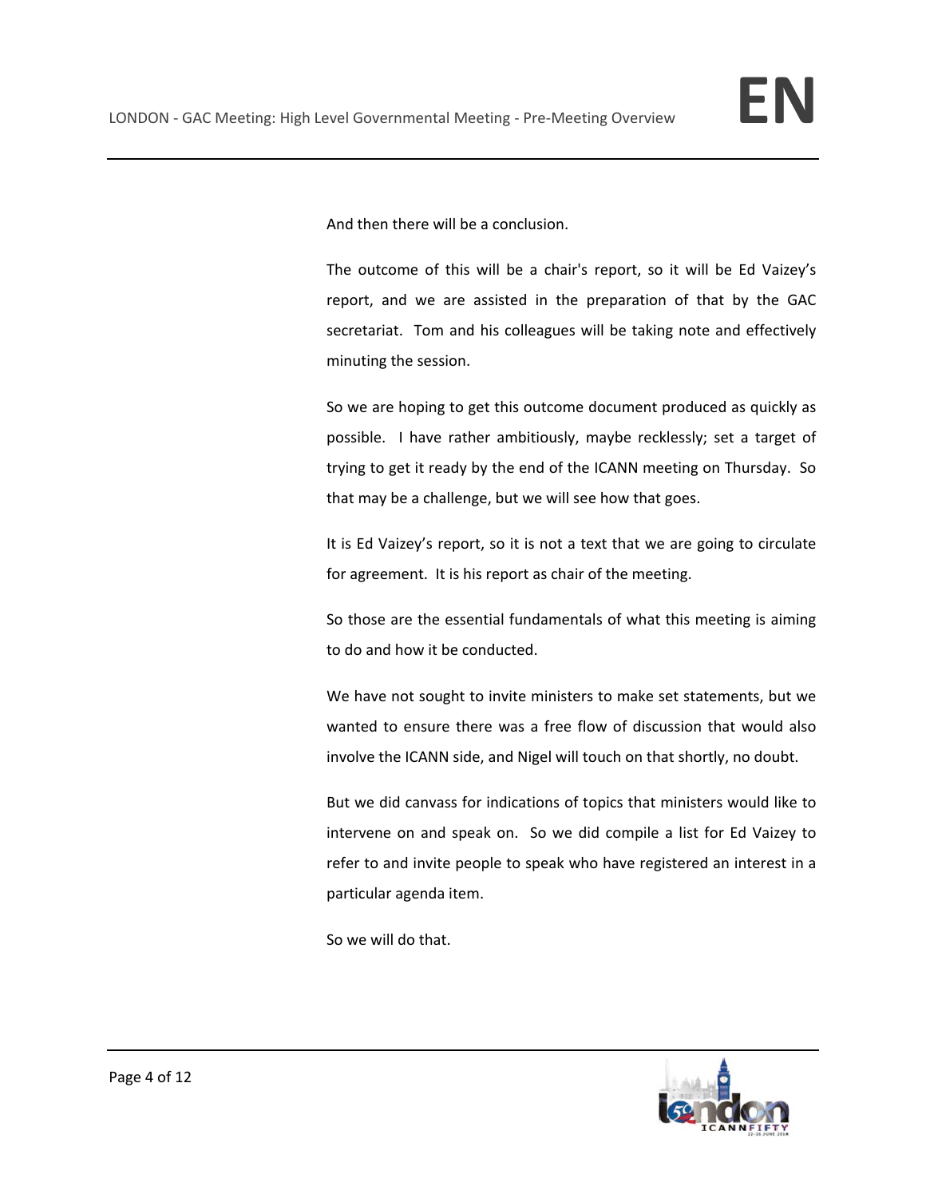And then there will be a conclusion.

The outcome of this will be a chair's report, so it will be Ed Vaizey's report, and we are assisted in the preparation of that by the GAC secretariat. Tom and his colleagues will be taking note and effectively minuting the session.

So we are hoping to get this outcome document produced as quickly as possible. I have rather ambitiously, maybe recklessly; set a target of trying to get it ready by the end of the ICANN meeting on Thursday. So that may be a challenge, but we will see how that goes.

It is Ed Vaizey's report, so it is not a text that we are going to circulate for agreement. It is his report as chair of the meeting.

So those are the essential fundamentals of what this meeting is aiming to do and how it be conducted.

We have not sought to invite ministers to make set statements, but we wanted to ensure there was a free flow of discussion that would also involve the ICANN side, and Nigel will touch on that shortly, no doubt.

But we did canvass for indications of topics that ministers would like to intervene on and speak on. So we did compile a list for Ed Vaizey to refer to and invite people to speak who have registered an interest in a particular agenda item.

So we will do that.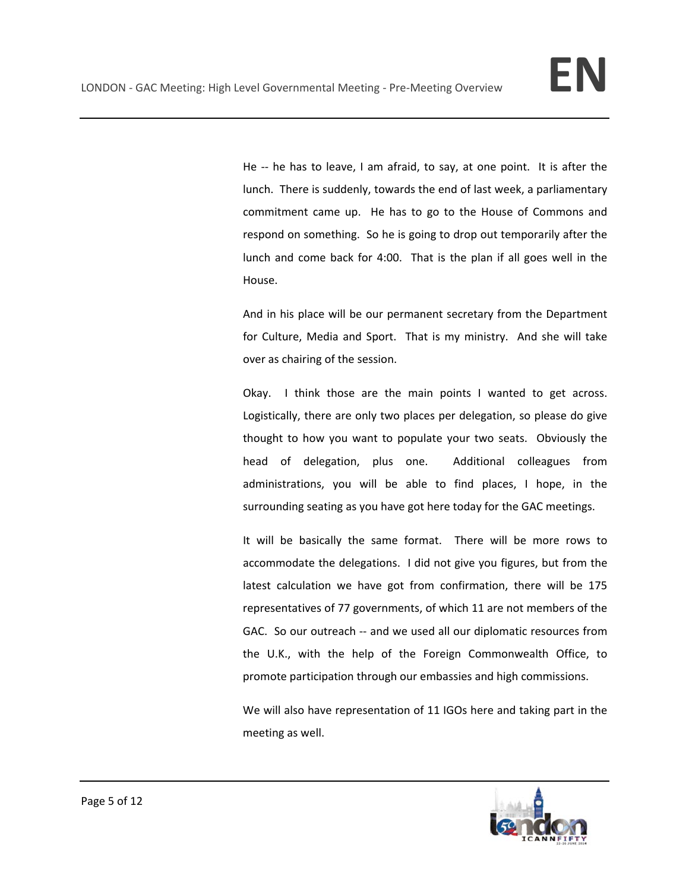He -- he has to leave, I am afraid, to say, at one point. It is after the lunch. There is suddenly, towards the end of last week, a parliamentary commitment came up. He has to go to the House of Commons and respond on something. So he is going to drop out temporarily after the lunch and come back for 4:00. That is the plan if all goes well in the House.

And in his place will be our permanent secretary from the Department for Culture, Media and Sport. That is my ministry. And she will take over as chairing of the session.

Okay. I think those are the main points I wanted to get across. Logistically, there are only two places per delegation, so please do give thought to how you want to populate your two seats. Obviously the head of delegation, plus one. Additional colleagues from administrations, you will be able to find places, I hope, in the surrounding seating as you have got here today for the GAC meetings.

It will be basically the same format. There will be more rows to accommodate the delegations. I did not give you figures, but from the latest calculation we have got from confirmation, there will be 175 representatives of 77 governments, of which 11 are not members of the GAC. So our outreach -- and we used all our diplomatic resources from the U.K., with the help of the Foreign Commonwealth Office, to promote participation through our embassies and high commissions.

We will also have representation of 11 IGOs here and taking part in the meeting as well.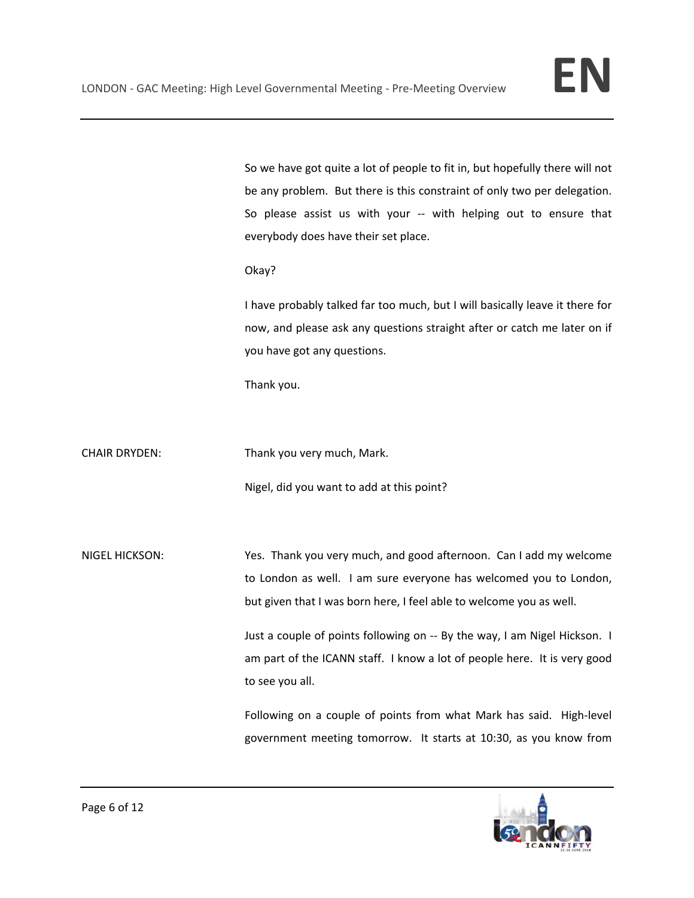So we have got quite a lot of people to fit in, but hopefully there will not be any problem. But there is this constraint of only two per delegation. So please assist us with your -- with helping out to ensure that everybody does have their set place.

Okay?

I have probably talked far too much, but I will basically leave it there for now, and please ask any questions straight after or catch me later on if you have got any questions.

Thank you.

CHAIR DRYDEN: Thank you very much, Mark.

Nigel, did you want to add at this point?

NIGEL HICKSON: Yes. Thank you very much, and good afternoon. Can I add my welcome to London as well. I am sure everyone has welcomed you to London, but given that I was born here, I feel able to welcome you as well.

Just a couple of points following on -- By the way, I am Nigel Hickson. I am part of the ICANN staff. I know a lot of people here. It is very good to see you all.

Following on a couple of points from what Mark has said. High-level government meeting tomorrow. It starts at 10:30, as you know from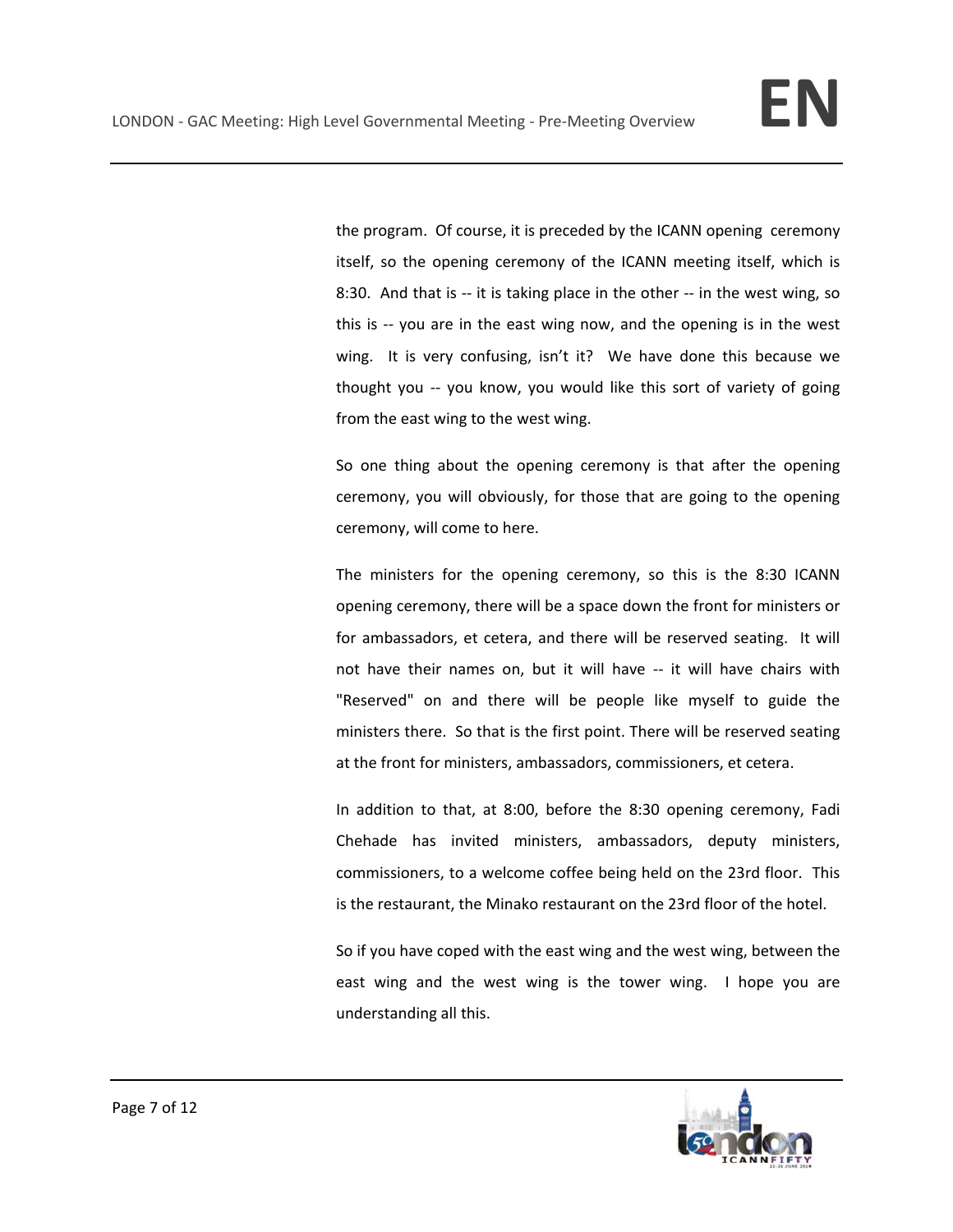the program. Of course, it is preceded by the ICANN opening ceremony itself, so the opening ceremony of the ICANN meeting itself, which is 8:30. And that is -- it is taking place in the other -- in the west wing, so this is -- you are in the east wing now, and the opening is in the west wing. It is very confusing, isn't it? We have done this because we thought you -- you know, you would like this sort of variety of going from the east wing to the west wing.

So one thing about the opening ceremony is that after the opening ceremony, you will obviously, for those that are going to the opening ceremony, will come to here.

The ministers for the opening ceremony, so this is the 8:30 ICANN opening ceremony, there will be a space down the front for ministers or for ambassadors, et cetera, and there will be reserved seating. It will not have their names on, but it will have -- it will have chairs with "Reserved" on and there will be people like myself to guide the ministers there. So that is the first point. There will be reserved seating at the front for ministers, ambassadors, commissioners, et cetera.

In addition to that, at 8:00, before the 8:30 opening ceremony, Fadi Chehade has invited ministers, ambassadors, deputy ministers, commissioners, to a welcome coffee being held on the 23rd floor. This is the restaurant, the Minako restaurant on the 23rd floor of the hotel.

So if you have coped with the east wing and the west wing, between the east wing and the west wing is the tower wing. I hope you are understanding all this.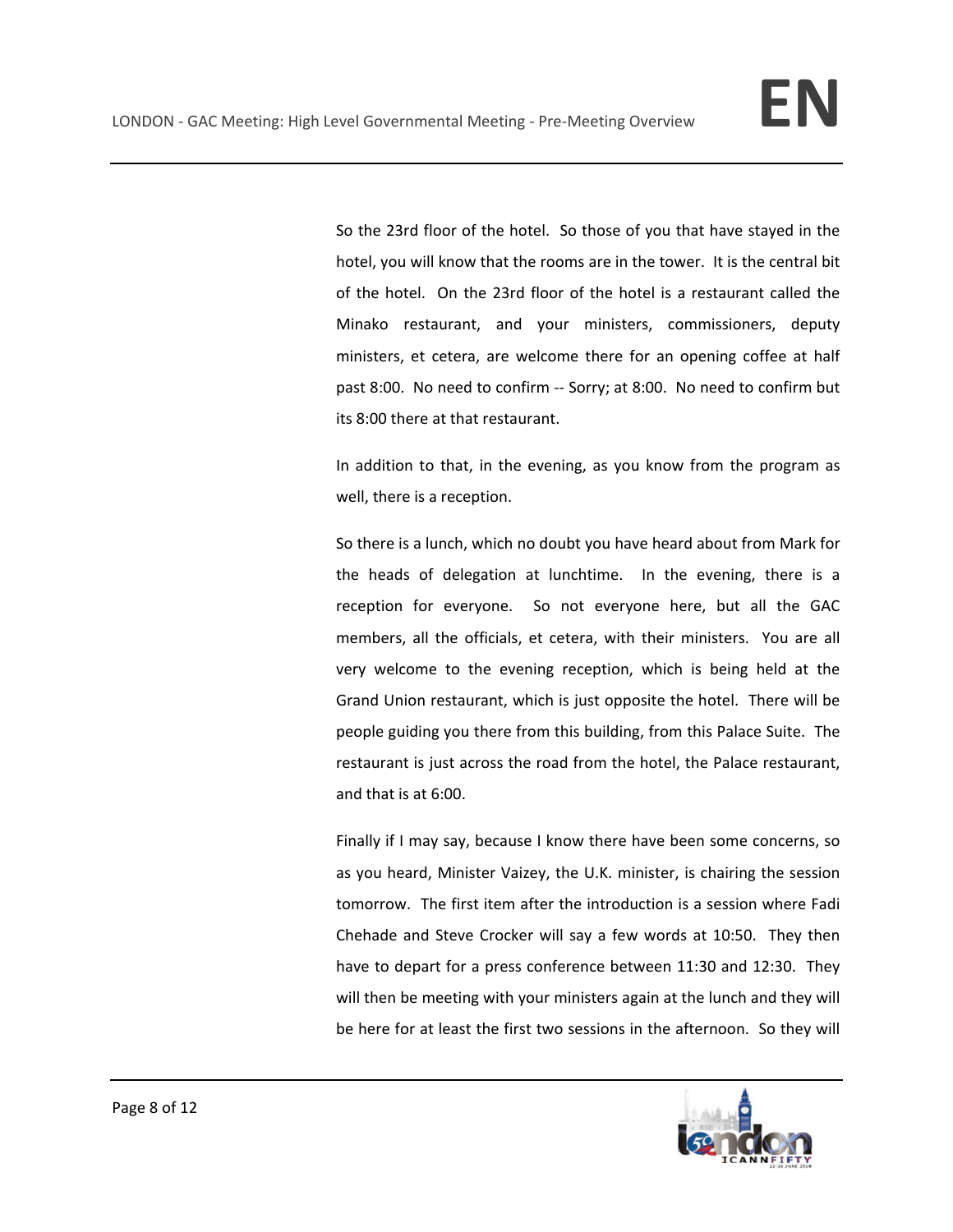So the 23rd floor of the hotel. So those of you that have stayed in the hotel, you will know that the rooms are in the tower. It is the central bit of the hotel. On the 23rd floor of the hotel is a restaurant called the Minako restaurant, and your ministers, commissioners, deputy ministers, et cetera, are welcome there for an opening coffee at half past 8:00. No need to confirm -- Sorry; at 8:00. No need to confirm but its 8:00 there at that restaurant.

In addition to that, in the evening, as you know from the program as well, there is a reception.

So there is a lunch, which no doubt you have heard about from Mark for the heads of delegation at lunchtime. In the evening, there is a reception for everyone. So not everyone here, but all the GAC members, all the officials, et cetera, with their ministers. You are all very welcome to the evening reception, which is being held at the Grand Union restaurant, which is just opposite the hotel. There will be people guiding you there from this building, from this Palace Suite. The restaurant is just across the road from the hotel, the Palace restaurant, and that is at 6:00.

Finally if I may say, because I know there have been some concerns, so as you heard, Minister Vaizey, the U.K. minister, is chairing the session tomorrow. The first item after the introduction is a session where Fadi Chehade and Steve Crocker will say a few words at 10:50. They then have to depart for a press conference between 11:30 and 12:30. They will then be meeting with your ministers again at the lunch and they will be here for at least the first two sessions in the afternoon. So they will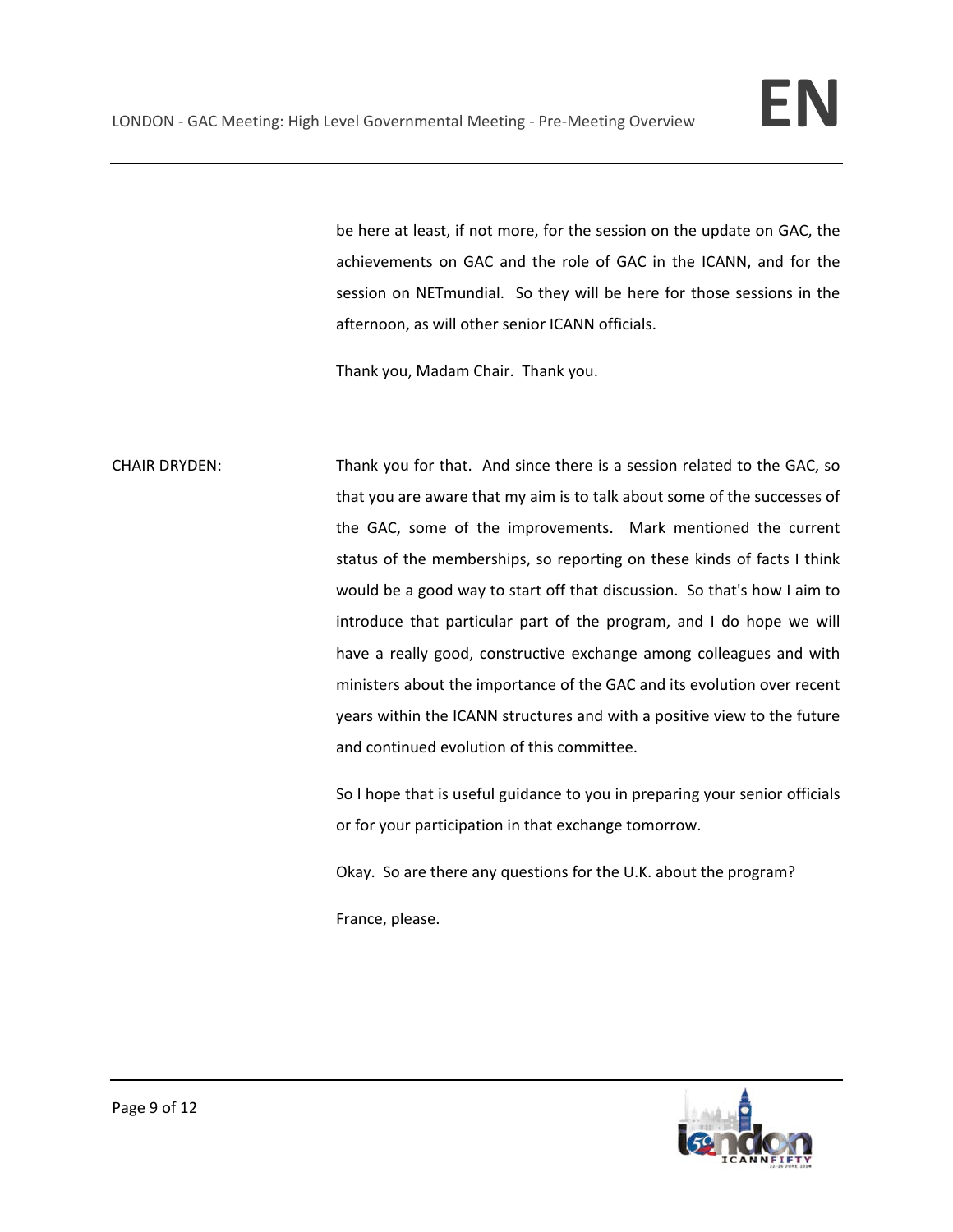be here at least, if not more, for the session on the update on GAC, the achievements on GAC and the role of GAC in the ICANN, and for the session on NETmundial. So they will be here for those sessions in the afternoon, as will other senior ICANN officials.

Thank you, Madam Chair. Thank you.

CHAIR DRYDEN: Thank you for that. And since there is a session related to the GAC, so that you are aware that my aim is to talk about some of the successes of the GAC, some of the improvements. Mark mentioned the current status of the memberships, so reporting on these kinds of facts I think would be a good way to start off that discussion. So that's how I aim to introduce that particular part of the program, and I do hope we will have a really good, constructive exchange among colleagues and with ministers about the importance of the GAC and its evolution over recent years within the ICANN structures and with a positive view to the future and continued evolution of this committee.

So I hope that is useful guidance to you in preparing your senior officials or for your participation in that exchange tomorrow.

Okay. So are there any questions for the U.K. about the program?

France, please.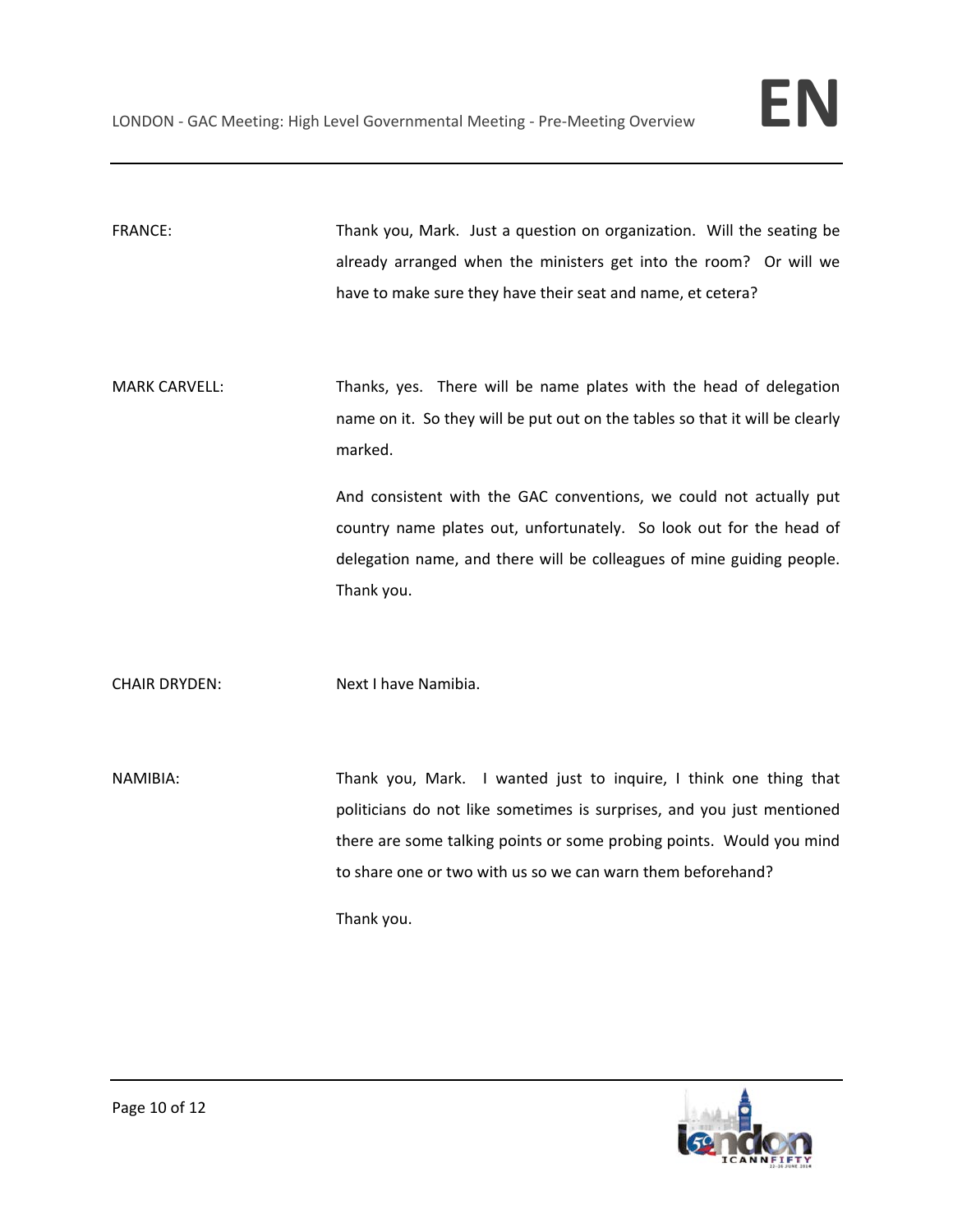FRANCE: Thank you, Mark. Just a question on organization. Will the seating be already arranged when the ministers get into the room? Or will we have to make sure they have their seat and name, et cetera?

MARK CARVELL: Thanks, yes. There will be name plates with the head of delegation name on it. So they will be put out on the tables so that it will be clearly marked.

And consistent with the GAC conventions, we could not actually put country name plates out, unfortunately. So look out for the head of delegation name, and there will be colleagues of mine guiding people. Thank you.

CHAIR DRYDEN: Next I have Namibia.

NAMIBIA: Thank you, Mark. I wanted just to inquire, I think one thing that politicians do not like sometimes is surprises, and you just mentioned there are some talking points or some probing points. Would you mind to share one or two with us so we can warn them beforehand?

Thank you.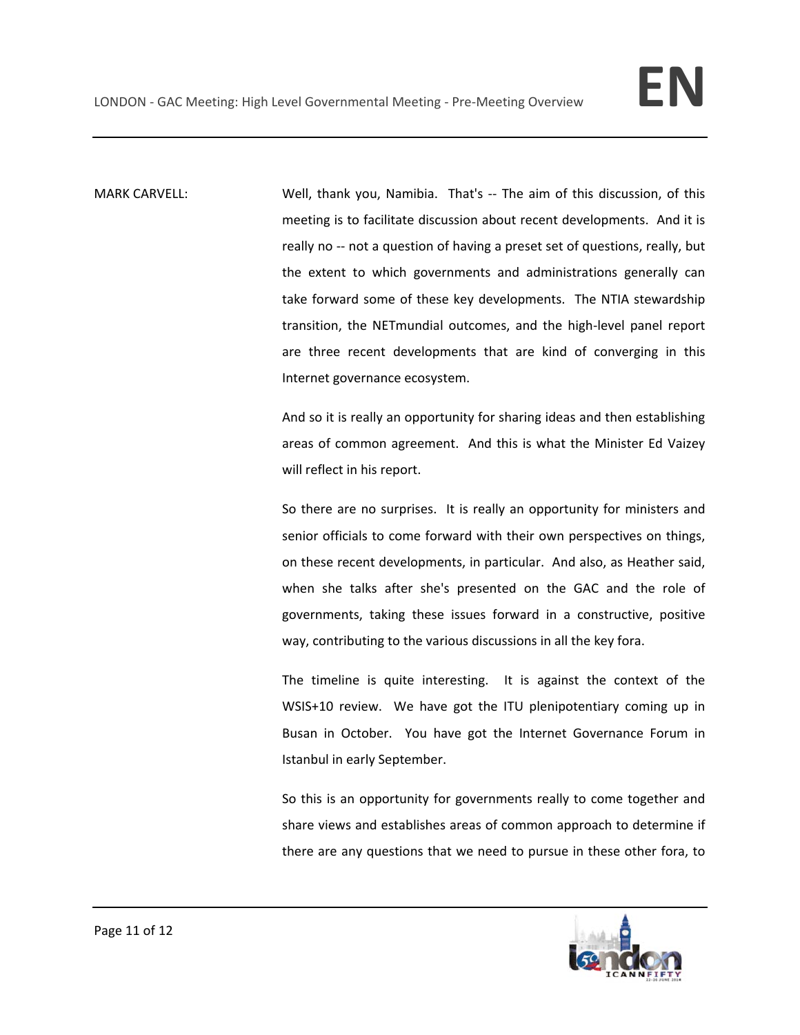MARK CARVELL: Well, thank you, Namibia. That's -- The aim of this discussion, of this meeting is to facilitate discussion about recent developments. And it is really no -- not a question of having a preset set of questions, really, but the extent to which governments and administrations generally can take forward some of these key developments. The NTIA stewardship transition, the NETmundial outcomes, and the high-level panel report are three recent developments that are kind of converging in this Internet governance ecosystem.

And so it is really an opportunity for sharing ideas and then establishing areas of common agreement. And this is what the Minister Ed Vaizey will reflect in his report.

So there are no surprises. It is really an opportunity for ministers and senior officials to come forward with their own perspectives on things, on these recent developments, in particular. And also, as Heather said, when she talks after she's presented on the GAC and the role of governments, taking these issues forward in a constructive, positive way, contributing to the various discussions in all the key fora.

The timeline is quite interesting. It is against the context of the WSIS+10 review. We have got the ITU plenipotentiary coming up in Busan in October. You have got the Internet Governance Forum in Istanbul in early September.

So this is an opportunity for governments really to come together and share views and establishes areas of common approach to determine if there are any questions that we need to pursue in these other fora, to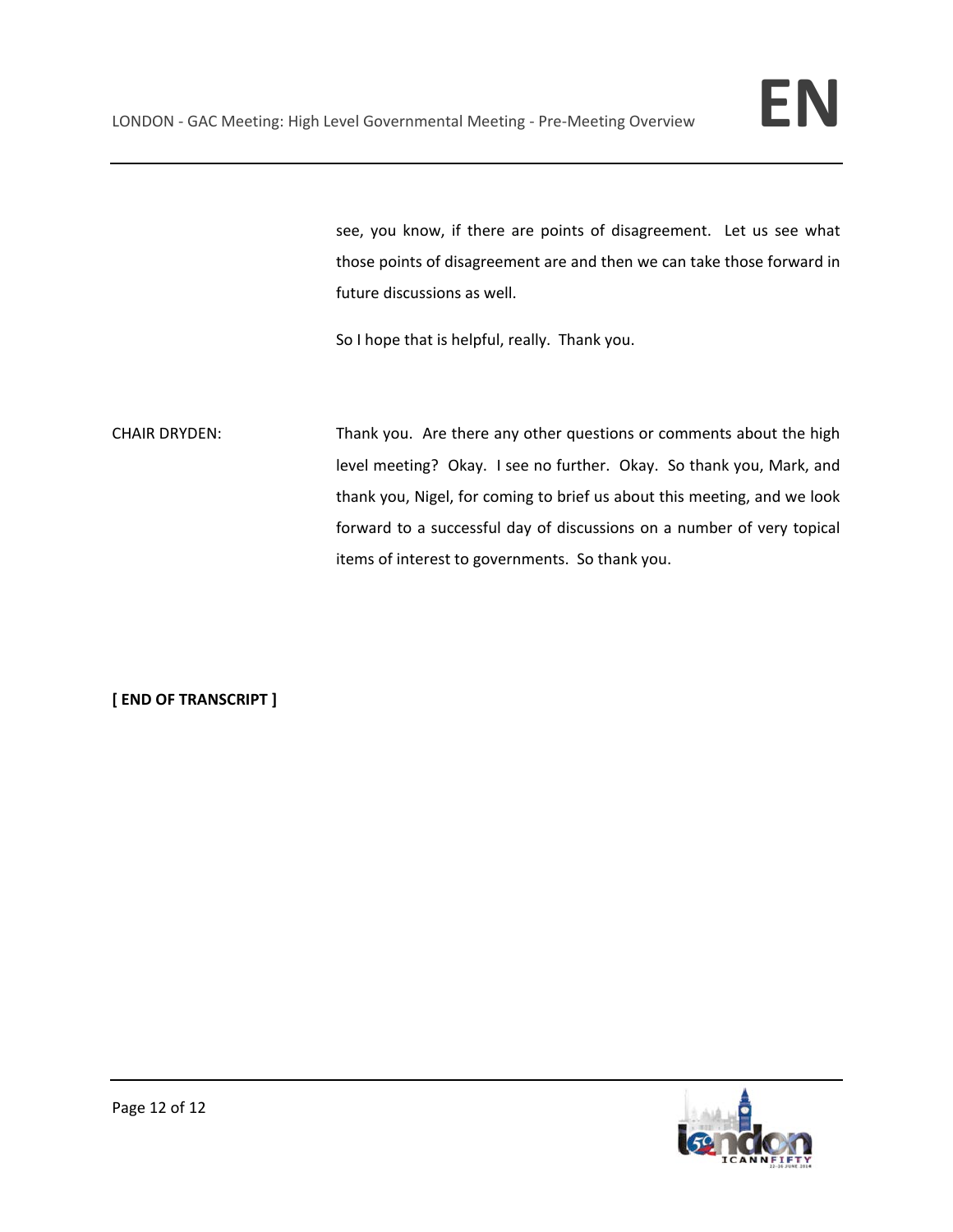see, you know, if there are points of disagreement. Let us see what those points of disagreement are and then we can take those forward in future discussions as well.

So I hope that is helpful, really. Thank you.

CHAIR DRYDEN: Thank you. Are there any other questions or comments about the high level meeting? Okay. I see no further. Okay. So thank you, Mark, and thank you, Nigel, for coming to brief us about this meeting, and we look forward to a successful day of discussions on a number of very topical items of interest to governments. So thank you.

**[ END OF TRANSCRIPT ]**